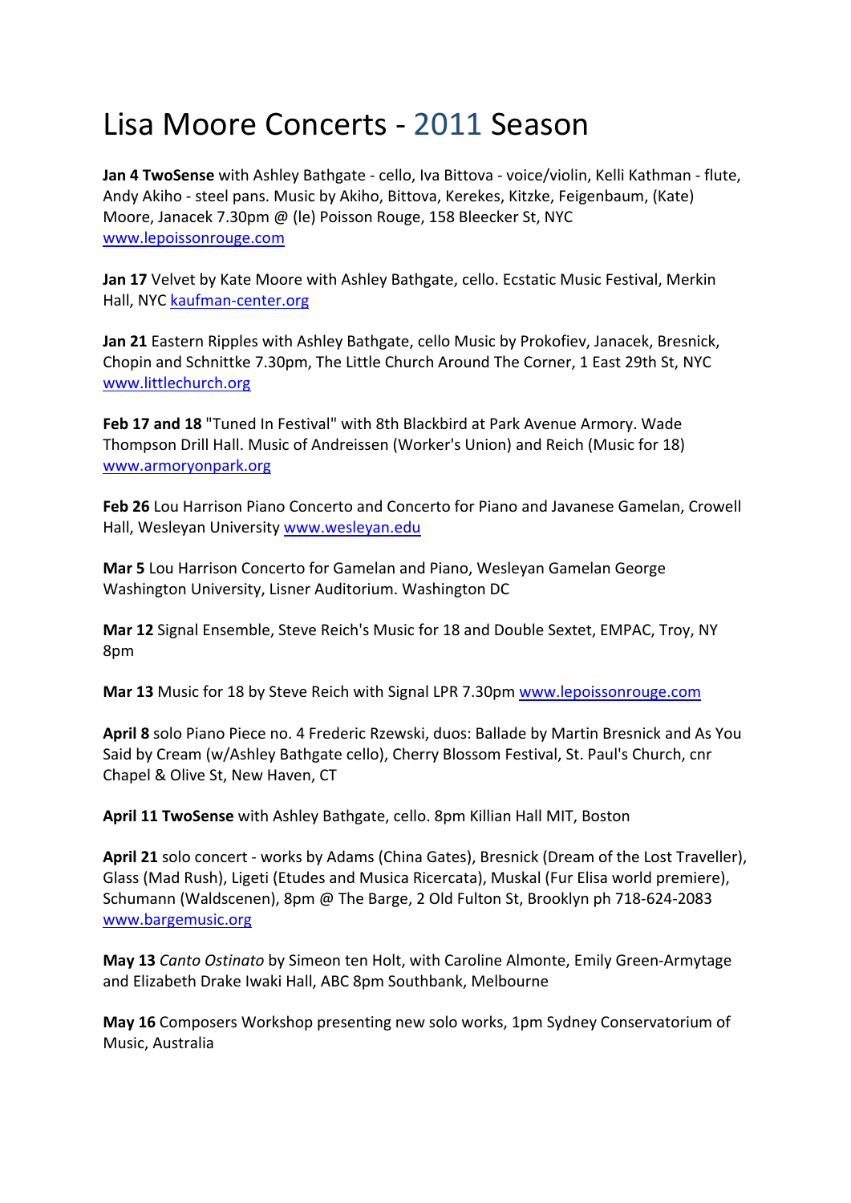# Lisa Moore Concerts - 2011 Season

**Jan 4 TwoSense** with Ashley Bathgate - cello, Iva Bittova - voice/violin, Kelli Kathman - flute, Andy Akiho - steel pans. Music by Akiho, Bittova, Kerekes, Kitzke, Feigenbaum, (Kate) Moore, Janacek 7.30pm @ (le) Poisson Rouge, 158 Bleecker St, NYC www.lepoissonrouge.com

**Jan 17** Velvet by Kate Moore with Ashley Bathgate, cello. Ecstatic Music Festival, Merkin Hall, NYC kaufman-center.org

**Jan 21** Eastern Ripples with Ashley Bathgate, cello Music by Prokofiev, Janacek, Bresnick, Chopin and Schnittke 7.30pm, The Little Church Around The Corner, 1 East 29th St, NYC www.littlechurch.org

**Feb 17 and 18** "Tuned In Festival" with 8th Blackbird at Park Avenue Armory. Wade Thompson Drill Hall. Music of Andreissen (Worker's Union) and Reich (Music for 18) www.armoryonpark.org

**Feb 26** Lou Harrison Piano Concerto and Concerto for Piano and Javanese Gamelan, Crowell Hall, Wesleyan University www.wesleyan.edu

**Mar 5** Lou Harrison Concerto for Gamelan and Piano, Wesleyan Gamelan George Washington University, Lisner Auditorium. Washington DC

**Mar 12** Signal Ensemble, Steve Reich's Music for 18 and Double Sextet, EMPAC, Troy, NY 8pm

**Mar 13** Music for 18 by Steve Reich with Signal LPR 7.30pm www.lepoissonrouge.com

**April 8** solo Piano Piece no. 4 Frederic Rzewski, duos: Ballade by Martin Bresnick and As You Said by Cream (w/Ashley Bathgate cello), Cherry Blossom Festival, St. Paul's Church, cnr Chapel & Olive St, New Haven, CT

**April 11 TwoSense** with Ashley Bathgate, cello. 8pm Killian Hall MIT, Boston

**April 21** solo concert - works by Adams (China Gates), Bresnick (Dream of the Lost Traveller), Glass (Mad Rush), Ligeti (Etudes and Musica Ricercata), Muskal (Fur Elisa world premiere), Schumann (Waldscenen), 8pm @ The Barge, 2 Old Fulton St, Brooklyn ph 718-624-2083 www.bargemusic.org

**May 13** *Canto Ostinato* by Simeon ten Holt, with Caroline Almonte, Emily Green-Armytage and Elizabeth Drake Iwaki Hall, ABC 8pm Southbank, Melbourne

**May 16** Composers Workshop presenting new solo works, 1pm Sydney Conservatorium of Music, Australia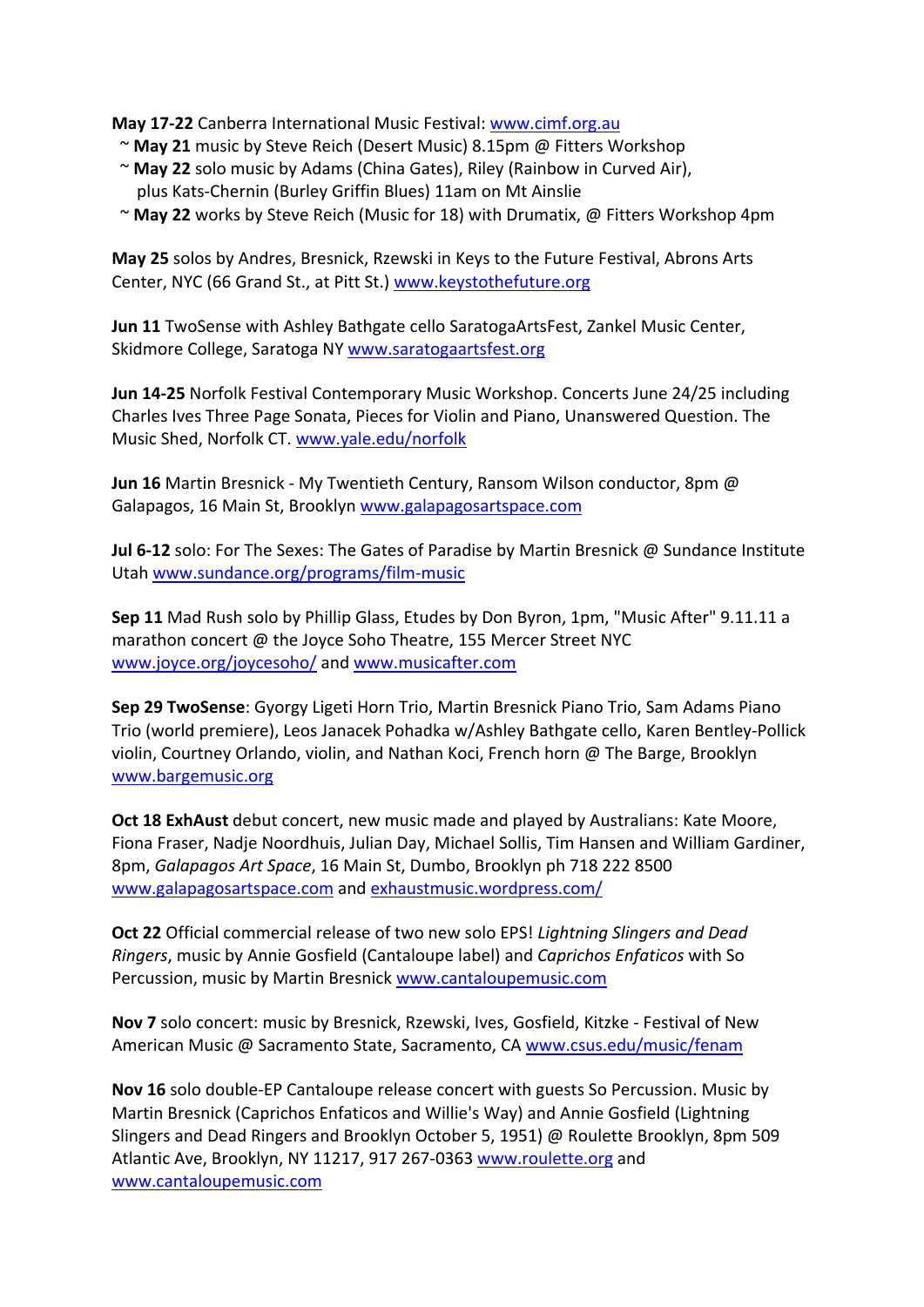**May 17-22** Canberra International Music Festival: www.cimf.org.au

~ **May 21** music by Steve Reich (Desert Music) 8.15pm @ Fitters Workshop
~ **May 22** solo music by Adams (China Gates), Riley (Rainbow in Curved Air), plus Kats-Chernin (Burley Griffin Blues) 11am on Mt Ainslie
~ **May 22** works by Steve Reich (Music for 18) with Drumatix, @ Fitters Workshop 4pm

**May 25** solos by Andres, Bresnick, Rzewski in Keys to the Future Festival, Abrons Arts Center, NYC (66 Grand St., at Pitt St.) www.keystothefuture.org

**Jun 11** TwoSense with Ashley Bathgate cello SaratogaArtsFest, Zankel Music Center, Skidmore College, Saratoga NY www.saratogaartsfest.org

**Jun 14-25** Norfolk Festival Contemporary Music Workshop. Concerts June 24/25 including Charles Ives Three Page Sonata, Pieces for Violin and Piano, Unanswered Question. The Music Shed, Norfolk CT. www.yale.edu/norfolk

**Jun 16** Martin Bresnick - My Twentieth Century, Ransom Wilson conductor, 8pm @ Galapagos, 16 Main St, Brooklyn www.galapagosartspace.com

**Jul 6-12** solo: For The Sexes: The Gates of Paradise by Martin Bresnick @ Sundance Institute Utah www.sundance.org/programs/film-music

**Sep 11** Mad Rush solo by Phillip Glass, Etudes by Don Byron, 1pm, "Music After" 9.11.11 a marathon concert @ the Joyce Soho Theatre, 155 Mercer Street NYC www.joyce.org/joycesoho/ and www.musicafter.com

**Sep 29 TwoSense**: Gyorgy Ligeti Horn Trio, Martin Bresnick Piano Trio, Sam Adams Piano Trio (world premiere), Leos Janacek Pohadka w/Ashley Bathgate cello, Karen Bentley-Pollick violin, Courtney Orlando, violin, and Nathan Koci, French horn @ The Barge, Brooklyn www.bargemusic.org

**Oct 18 ExhAust** debut concert, new music made and played by Australians: Kate Moore, Fiona Fraser, Nadje Noordhuis, Julian Day, Michael Sollis, Tim Hansen and William Gardiner, 8pm, *Galapagos Art Space*, 16 Main St, Dumbo, Brooklyn ph 718 222 8500 www.galapagosartspace.com and exhaustmusic.wordpress.com/

**Oct 22** Official commercial release of two new solo EPS! *Lightning Slingers and Dead Ringers*, music by Annie Gosfield (Cantaloupe label) and *Caprichos Enfaticos* with So Percussion, music by Martin Bresnick www.cantaloupemusic.com

**Nov 7** solo concert: music by Bresnick, Rzewski, Ives, Gosfield, Kitzke - Festival of New American Music @ Sacramento State, Sacramento, CA www.csus.edu/music/fenam

**Nov 16** solo double-EP Cantaloupe release concert with guests So Percussion. Music by Martin Bresnick (Caprichos Enfaticos and Willie's Way) and Annie Gosfield (Lightning Slingers and Dead Ringers and Brooklyn October 5, 1951) @ Roulette Brooklyn, 8pm 509 Atlantic Ave, Brooklyn, NY 11217, 917 267-0363 www.roulette.org and www.cantaloupemusic.com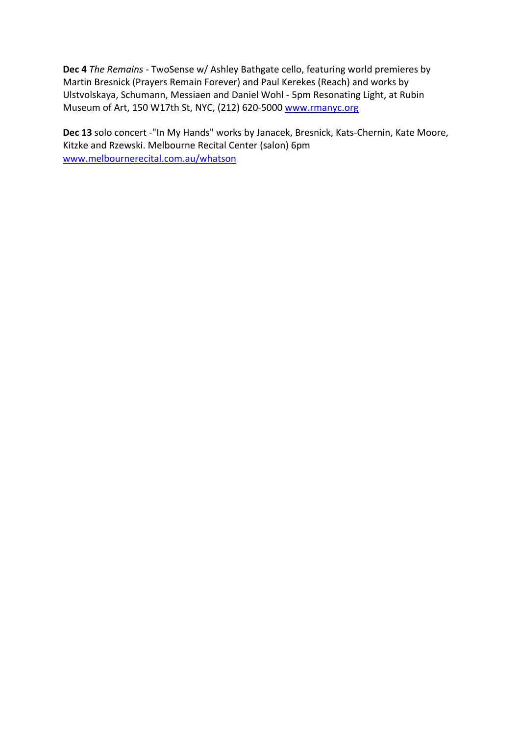**Dec 4** *The Remains* - TwoSense w/ Ashley Bathgate cello, featuring world premieres by Martin Bresnick (Prayers Remain Forever) and Paul Kerekes (Reach) and works by Ulstvolskaya, Schumann, Messiaen and Daniel Wohl - 5pm Resonating Light, at Rubin Museum of Art, 150 W17th St, NYC, (212) 620-5000 [www.rmanyc.org](http://www.rmanyc.org)

**Dec 13** solo concert -"In My Hands" works by Janacek, Bresnick, Kats-Chernin, Kate Moore, Kitzke and Rzewski. Melbourne Recital Center (salon) 6pm [www.melbournerecital.com.au/whatson](http://www.melbournerecital.com.au/whatson)